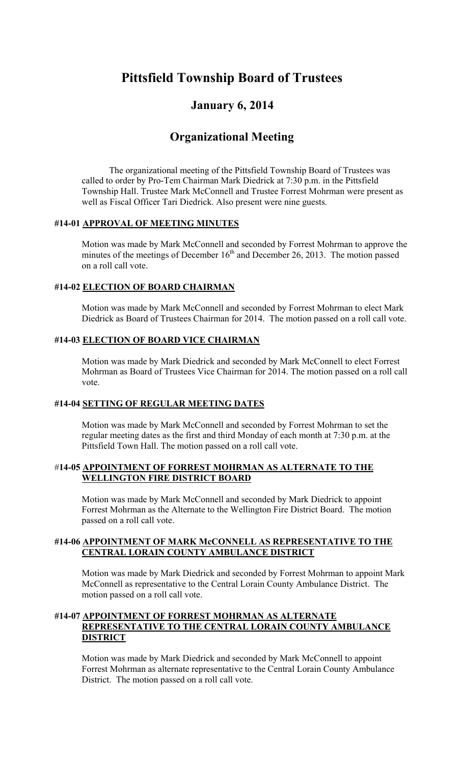# Pittsfield Township Board of Trustees

## January 6, 2014

## Organizational Meeting

The organizational meeting of the Pittsfield Township Board of Trustees was called to order by Pro-Tem Chairman Mark Diedrick at 7:30 p.m. in the Pittsfield Township Hall. Trustee Mark McConnell and Trustee Forrest Mohrman were present as well as Fiscal Officer Tari Diedrick. Also present were nine guests.

### #14-01 APPROVAL OF MEETING MINUTES

Motion was made by Mark McConnell and seconded by Forrest Mohrman to approve the minutes of the meetings of December 16th and December 26, 2013. The motion passed on a roll call vote.

### #14-02 ELECTION OF BOARD CHAIRMAN

Motion was made by Mark McConnell and seconded by Forrest Mohrman to elect Mark Diedrick as Board of Trustees Chairman for 2014. The motion passed on a roll call vote.

### #14-03 ELECTION OF BOARD VICE CHAIRMAN

Motion was made by Mark Diedrick and seconded by Mark McConnell to elect Forrest Mohrman as Board of Trustees Vice Chairman for 2014. The motion passed on a roll call vote.

### #14-04 SETTING OF REGULAR MEETING DATES

Motion was made by Mark McConnell and seconded by Forrest Mohrman to set the regular meeting dates as the first and third Monday of each month at 7:30 p.m. at the Pittsfield Town Hall. The motion passed on a roll call vote.

### #14-05 APPOINTMENT OF FORREST MOHRMAN AS ALTERNATE TO THE WELLINGTON FIRE DISTRICT BOARD

Motion was made by Mark McConnell and seconded by Mark Diedrick to appoint Forrest Mohrman as the Alternate to the Wellington Fire District Board. The motion passed on a roll call vote.

### #14-06 APPOINTMENT OF MARK McCONNELL AS REPRESENTATIVE TO THE CENTRAL LORAIN COUNTY AMBULANCE DISTRICT

Motion was made by Mark Diedrick and seconded by Forrest Mohrman to appoint Mark McConnell as representative to the Central Lorain County Ambulance District. The motion passed on a roll call vote.

### #14-07 APPOINTMENT OF FORREST MOHRMAN AS ALTERNATE REPRESENTATIVE TO THE CENTRAL LORAIN COUNTY AMBULANCE DISTRICT

Motion was made by Mark Diedrick and seconded by Mark McConnell to appoint Forrest Mohrman as alternate representative to the Central Lorain County Ambulance District. The motion passed on a roll call vote.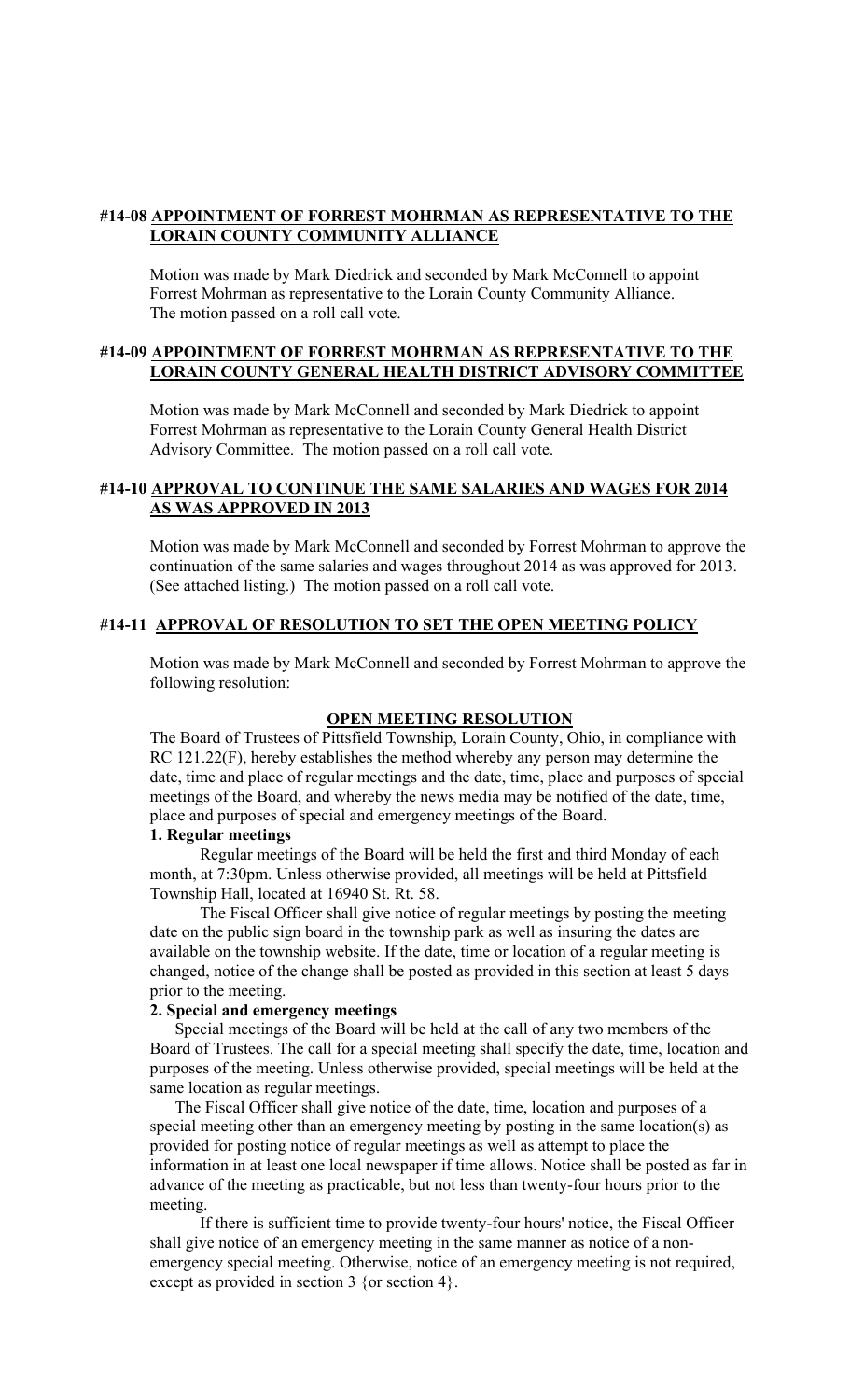### #14-08 APPOINTMENT OF FORREST MOHRMAN AS REPRESENTATIVE TO THE LORAIN COUNTY COMMUNITY ALLIANCE

Motion was made by Mark Diedrick and seconded by Mark McConnell to appoint Forrest Mohrman as representative to the Lorain County Community Alliance. The motion passed on a roll call vote.

### #14-09 APPOINTMENT OF FORREST MOHRMAN AS REPRESENTATIVE TO THE LORAIN COUNTY GENERAL HEALTH DISTRICT ADVISORY COMMITTEE

Motion was made by Mark McConnell and seconded by Mark Diedrick to appoint Forrest Mohrman as representative to the Lorain County General Health District Advisory Committee. The motion passed on a roll call vote.

### #14-10 APPROVAL TO CONTINUE THE SAME SALARIES AND WAGES FOR 2014 AS WAS APPROVED IN 2013

Motion was made by Mark McConnell and seconded by Forrest Mohrman to approve the continuation of the same salaries and wages throughout 2014 as was approved for 2013. (See attached listing.) The motion passed on a roll call vote.

### #14-11 APPROVAL OF RESOLUTION TO SET THE OPEN MEETING POLICY

Motion was made by Mark McConnell and seconded by Forrest Mohrman to approve the following resolution:

**OPEN MEETING RESOLUTION**

The Board of Trustees of Pittsfield Township, Lorain County, Ohio, in compliance with RC 121.22(F), hereby establishes the method whereby any person may determine the date, time and place of regular meetings and the date, time, place and purposes of special meetings of the Board, and whereby the news media may be notified of the date, time, place and purposes of special and emergency meetings of the Board.

**1. Regular meetings**

Regular meetings of the Board will be held the first and third Monday of each month, at 7:30pm. Unless otherwise provided, all meetings will be held at Pittsfield Township Hall, located at 16940 St. Rt. 58.

The Fiscal Officer shall give notice of regular meetings by posting the meeting date on the public sign board in the township park as well as insuring the dates are available on the township website. If the date, time or location of a regular meeting is changed, notice of the change shall be posted as provided in this section at least 5 days prior to the meeting.

**2. Special and emergency meetings**

Special meetings of the Board will be held at the call of any two members of the Board of Trustees. The call for a special meeting shall specify the date, time, location and purposes of the meeting. Unless otherwise provided, special meetings will be held at the same location as regular meetings.

The Fiscal Officer shall give notice of the date, time, location and purposes of a special meeting other than an emergency meeting by posting in the same location(s) as provided for posting notice of regular meetings as well as attempt to place the information in at least one local newspaper if time allows. Notice shall be posted as far in advance of the meeting as practicable, but not less than twenty-four hours prior to the meeting.

If there is sufficient time to provide twenty-four hours' notice, the Fiscal Officer shall give notice of an emergency meeting in the same manner as notice of a non-emergency special meeting. Otherwise, notice of an emergency meeting is not required, except as provided in section 3 {or section 4}.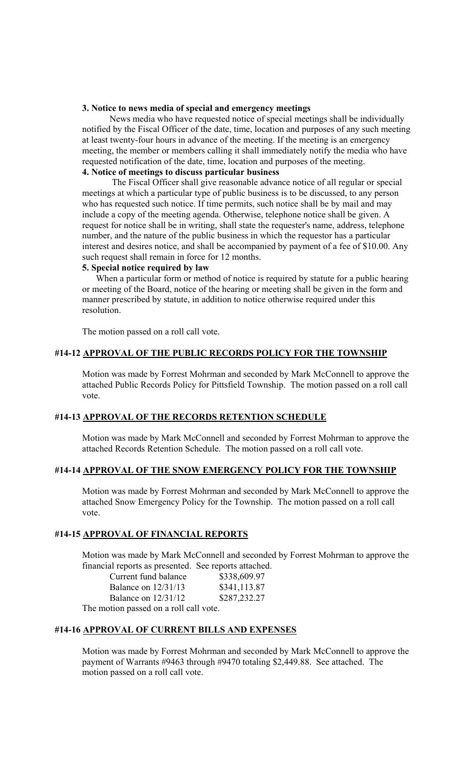**3. Notice to news media of special and emergency meetings**

News media who have requested notice of special meetings shall be individually notified by the Fiscal Officer of the date, time, location and purposes of any such meeting at least twenty-four hours in advance of the meeting. If the meeting is an emergency meeting, the member or members calling it shall immediately notify the media who have requested notification of the date, time, location and purposes of the meeting.

**4. Notice of meetings to discuss particular business**

The Fiscal Officer shall give reasonable advance notice of all regular or special meetings at which a particular type of public business is to be discussed, to any person who has requested such notice. If time permits, such notice shall be by mail and may include a copy of the meeting agenda. Otherwise, telephone notice shall be given. A request for notice shall be in writing, shall state the requester's name, address, telephone number, and the nature of the public business in which the requestor has a particular interest and desires notice, and shall be accompanied by payment of a fee of $10.00. Any such request shall remain in force for 12 months.

**5. Special notice required by law**

When a particular form or method of notice is required by statute for a public hearing or meeting of the Board, notice of the hearing or meeting shall be given in the form and manner prescribed by statute, in addition to notice otherwise required under this resolution.

The motion passed on a roll call vote.

**#14-12 APPROVAL OF THE PUBLIC RECORDS POLICY FOR THE TOWNSHIP**

Motion was made by Forrest Mohrman and seconded by Mark McConnell to approve the attached Public Records Policy for Pittsfield Township. The motion passed on a roll call vote.

**#14-13 APPROVAL OF THE RECORDS RETENTION SCHEDULE**

Motion was made by Mark McConnell and seconded by Forrest Mohrman to approve the attached Records Retention Schedule. The motion passed on a roll call vote.

**#14-14 APPROVAL OF THE SNOW EMERGENCY POLICY FOR THE TOWNSHIP**

Motion was made by Forrest Mohrman and seconded by Mark McConnell to approve the attached Snow Emergency Policy for the Township. The motion passed on a roll call vote.

**#14-15 APPROVAL OF FINANCIAL REPORTS**

Motion was made by Mark McConnell and seconded by Forrest Mohrman to approve the financial reports as presented. See reports attached.

| | |
|---|---|
| Current fund balance | $338,609.97 |
| Balance on 12/31/13 | $341,113.87 |
| Balance on 12/31/12 | $287,232.27 |

The motion passed on a roll call vote.

**#14-16 APPROVAL OF CURRENT BILLS AND EXPENSES**

Motion was made by Forrest Mohrman and seconded by Mark McConnell to approve the payment of Warrants #9463 through #9470 totaling $2,449.88. See attached. The motion passed on a roll call vote.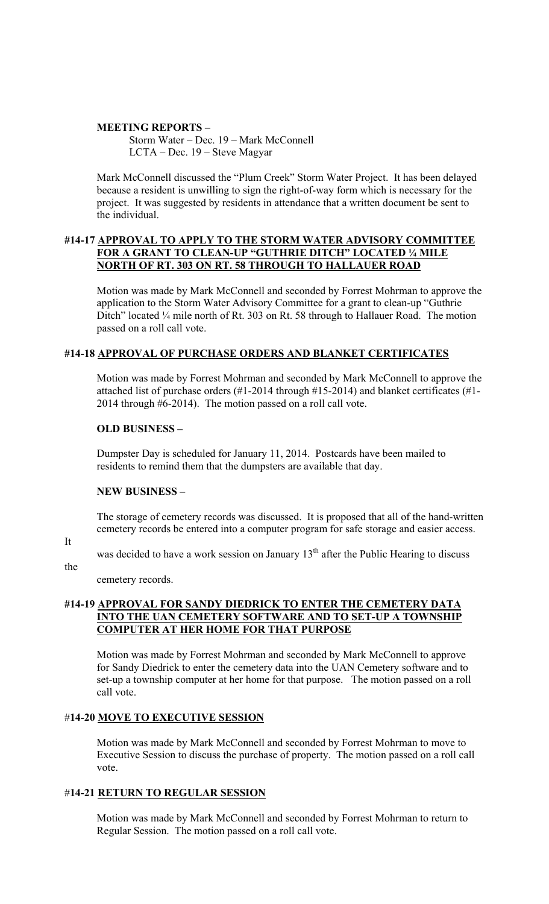**MEETING REPORTS –**

Storm Water – Dec. 19 – Mark McConnell
LCTA – Dec. 19 – Steve Magyar

Mark McConnell discussed the "Plum Creek" Storm Water Project. It has been delayed because a resident is unwilling to sign the right-of-way form which is necessary for the project. It was suggested by residents in attendance that a written document be sent to the individual.

**#14-17 <u>APPROVAL TO APPLY TO THE STORM WATER ADVISORY COMMITTEE FOR A GRANT TO CLEAN-UP "GUTHRIE DITCH" LOCATED ¼ MILE NORTH OF RT. 303 ON RT. 58 THROUGH TO HALLAUER ROAD</u>**

Motion was made by Mark McConnell and seconded by Forrest Mohrman to approve the application to the Storm Water Advisory Committee for a grant to clean-up "Guthrie Ditch" located ¼ mile north of Rt. 303 on Rt. 58 through to Hallauer Road. The motion passed on a roll call vote.

**#14-18 <u>APPROVAL OF PURCHASE ORDERS AND BLANKET CERTIFICATES</u>**

Motion was made by Forrest Mohrman and seconded by Mark McConnell to approve the attached list of purchase orders (#1-2014 through #15-2014) and blanket certificates (#1-2014 through #6-2014). The motion passed on a roll call vote.

**OLD BUSINESS –**

Dumpster Day is scheduled for January 11, 2014. Postcards have been mailed to residents to remind them that the dumpsters are available that day.

**NEW BUSINESS –**

The storage of cemetery records was discussed. It is proposed that all of the hand-written cemetery records be entered into a computer program for safe storage and easier access. It was decided to have a work session on January 13th after the Public Hearing to discuss the cemetery records.

**#14-19 <u>APPROVAL FOR SANDY DIEDRICK TO ENTER THE CEMETERY DATA INTO THE UAN CEMETERY SOFTWARE AND TO SET-UP A TOWNSHIP COMPUTER AT HER HOME FOR THAT PURPOSE</u>**

Motion was made by Forrest Mohrman and seconded by Mark McConnell to approve for Sandy Diedrick to enter the cemetery data into the UAN Cemetery software and to set-up a township computer at her home for that purpose. The motion passed on a roll call vote.

**#14-20 <u>MOVE TO EXECUTIVE SESSION</u>**

Motion was made by Mark McConnell and seconded by Forrest Mohrman to move to Executive Session to discuss the purchase of property. The motion passed on a roll call vote.

**#14-21 <u>RETURN TO REGULAR SESSION</u>**

Motion was made by Mark McConnell and seconded by Forrest Mohrman to return to Regular Session. The motion passed on a roll call vote.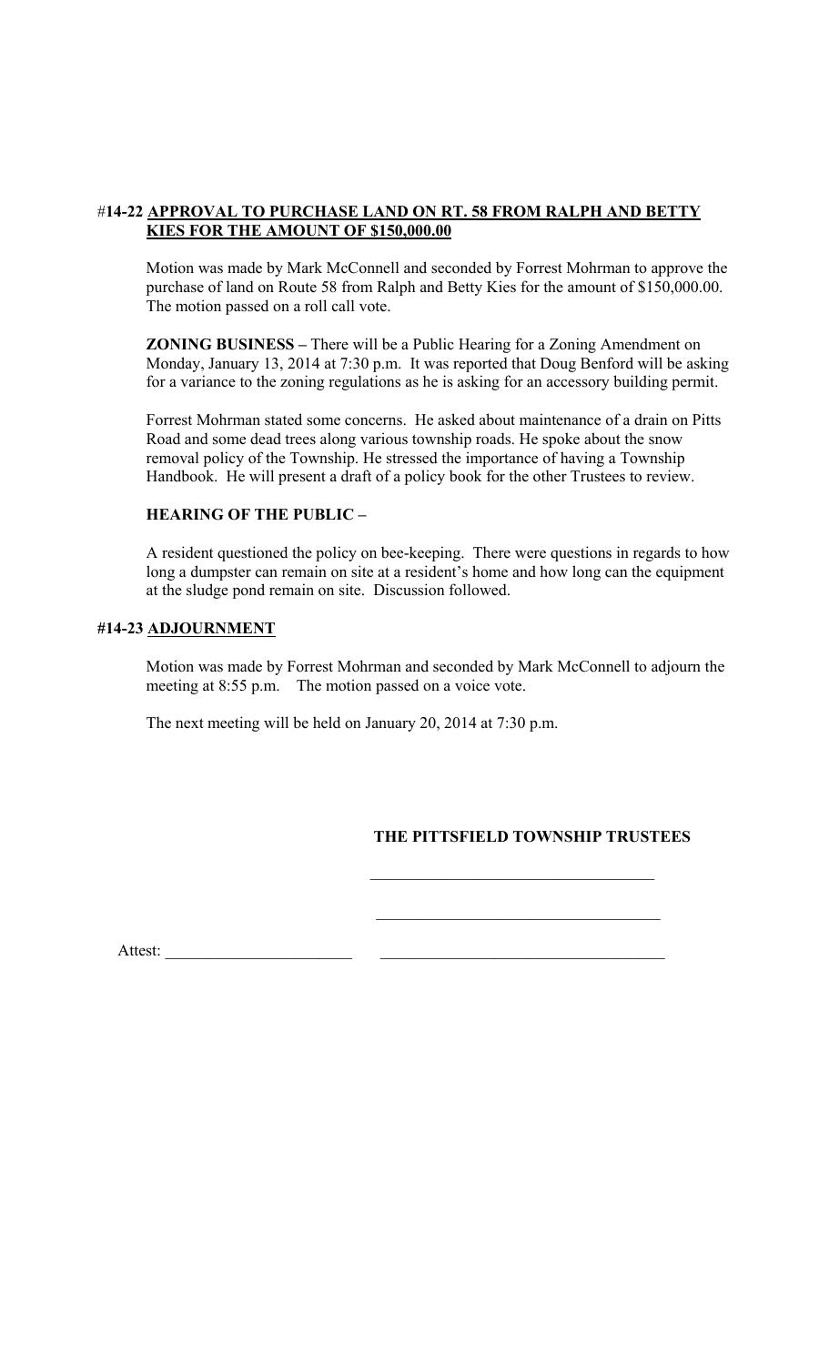#**14-22 <u>APPROVAL TO PURCHASE LAND ON RT. 58 FROM RALPH AND BETTY KIES FOR THE AMOUNT OF $150,000.00</u>**

Motion was made by Mark McConnell and seconded by Forrest Mohrman to approve the purchase of land on Route 58 from Ralph and Betty Kies for the amount of $150,000.00. The motion passed on a roll call vote.

**ZONING BUSINESS –** There will be a Public Hearing for a Zoning Amendment on Monday, January 13, 2014 at 7:30 p.m. It was reported that Doug Benford will be asking for a variance to the zoning regulations as he is asking for an accessory building permit.

Forrest Mohrman stated some concerns. He asked about maintenance of a drain on Pitts Road and some dead trees along various township roads. He spoke about the snow removal policy of the Township. He stressed the importance of having a Township Handbook. He will present a draft of a policy book for the other Trustees to review.

**HEARING OF THE PUBLIC –**

A resident questioned the policy on bee-keeping. There were questions in regards to how long a dumpster can remain on site at a resident's home and how long can the equipment at the sludge pond remain on site. Discussion followed.

**#14-23 <u>ADJOURNMENT</u>**

Motion was made by Forrest Mohrman and seconded by Mark McConnell to adjourn the meeting at 8:55 p.m. The motion passed on a voice vote.

The next meeting will be held on January 20, 2014 at 7:30 p.m.

**THE PITTSFIELD TOWNSHIP TRUSTEES**

\_\_\_\_\_\_\_\_\_\_\_\_\_\_\_\_\_\_\_\_\_\_\_\_\_\_\_\_\_\_\_\_\_\_\_

\_\_\_\_\_\_\_\_\_\_\_\_\_\_\_\_\_\_\_\_\_\_\_\_\_\_\_\_\_\_\_\_\_\_\_

Attest: \_\_\_\_\_\_\_\_\_\_\_\_\_\_\_\_\_\_\_\_\_\_\_ \_\_\_\_\_\_\_\_\_\_\_\_\_\_\_\_\_\_\_\_\_\_\_\_\_\_\_\_\_\_\_\_\_\_\_